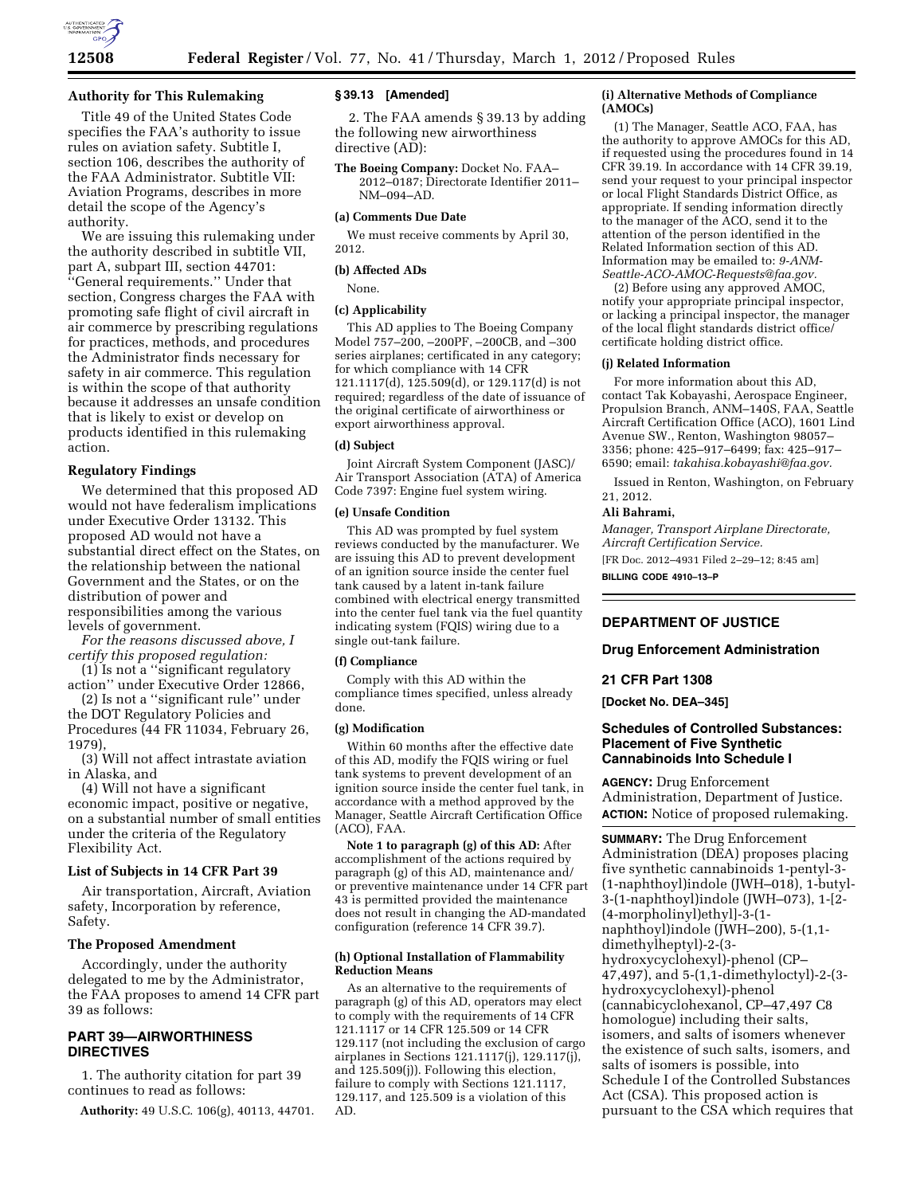### Authority for This Rulemaking

Title 49 of the United States Code specifies the FAA's authority to issue rules on aviation safety. Subtitle I, section 106, describes the authority of the FAA Administrator. Subtitle VII: Aviation Programs, describes in more detail the scope of the Agency's authority.

We are issuing this rulemaking under the authority described in subtitle VII, part A, subpart III, section 44701: ''General requirements.'' Under that section, Congress charges the FAA with promoting safe flight of civil aircraft in air commerce by prescribing regulations for practices, methods, and procedures the Administrator finds necessary for safety in air commerce. This regulation is within the scope of that authority because it addresses an unsafe condition that is likely to exist or develop on products identified in this rulemaking action.

### Regulatory Findings

We determined that this proposed AD would not have federalism implications under Executive Order 13132. This proposed AD would not have a substantial direct effect on the States, on the relationship between the national Government and the States, or on the distribution of power and responsibilities among the various levels of government.

*For the reasons discussed above, I certify this proposed regulation:*

(1) Is not a ''significant regulatory action'' under Executive Order 12866,

(2) Is not a ''significant rule'' under the DOT Regulatory Policies and Procedures (44 FR 11034, February 26, 1979),

(3) Will not affect intrastate aviation in Alaska, and

(4) Will not have a significant economic impact, positive or negative, on a substantial number of small entities under the criteria of the Regulatory Flexibility Act.

### List of Subjects in 14 CFR Part 39

Air transportation, Aircraft, Aviation safety, Incorporation by reference, Safety.

### The Proposed Amendment

Accordingly, under the authority delegated to me by the Administrator, the FAA proposes to amend 14 CFR part 39 as follows:

## PART 39—AIRWORTHINESS DIRECTIVES

1. The authority citation for part 39 continues to read as follows:

**Authority:** 49 U.S.C. 106(g), 40113, 44701.

### § 39.13 [Amended]

2. The FAA amends § 39.13 by adding the following new airworthiness directive (AD):

**The Boeing Company:** Docket No. FAA–2012–0187; Directorate Identifier 2011–NM–094–AD.

#### (a) Comments Due Date

We must receive comments by April 30, 2012.

#### (b) Affected ADs

None.

#### (c) Applicability

This AD applies to The Boeing Company Model 757–200, –200PF, –200CB, and –300 series airplanes; certificated in any category; for which compliance with 14 CFR 121.1117(d), 125.509(d), or 129.117(d) is not required; regardless of the date of issuance of the original certificate of airworthiness or export airworthiness approval.

#### (d) Subject

Joint Aircraft System Component (JASC)/Air Transport Association (ATA) of America Code 7397: Engine fuel system wiring.

#### (e) Unsafe Condition

This AD was prompted by fuel system reviews conducted by the manufacturer. We are issuing this AD to prevent development of an ignition source inside the center fuel tank caused by a latent in-tank failure combined with electrical energy transmitted into the center fuel tank via the fuel quantity indicating system (FQIS) wiring due to a single out-tank failure.

#### (f) Compliance

Comply with this AD within the compliance times specified, unless already done.

#### (g) Modification

Within 60 months after the effective date of this AD, modify the FQIS wiring or fuel tank systems to prevent development of an ignition source inside the center fuel tank, in accordance with a method approved by the Manager, Seattle Aircraft Certification Office (ACO), FAA.

**Note 1 to paragraph (g) of this AD:** After accomplishment of the actions required by paragraph (g) of this AD, maintenance and/or preventive maintenance under 14 CFR part 43 is permitted provided the maintenance does not result in changing the AD-mandated configuration (reference 14 CFR 39.7).

#### (h) Optional Installation of Flammability Reduction Means

As an alternative to the requirements of paragraph (g) of this AD, operators may elect to comply with the requirements of 14 CFR 121.1117 or 14 CFR 125.509 or 14 CFR 129.117 (not including the exclusion of cargo airplanes in Sections 121.1117(j), 129.117(j), and 125.509(j)). Following this election, failure to comply with Sections 121.1117, 129.117, and 125.509 is a violation of this AD.

#### (i) Alternative Methods of Compliance (AMOCs)

(1) The Manager, Seattle ACO, FAA, has the authority to approve AMOCs for this AD, if requested using the procedures found in 14 CFR 39.19. In accordance with 14 CFR 39.19, send your request to your principal inspector or local Flight Standards District Office, as appropriate. If sending information directly to the manager of the ACO, send it to the attention of the person identified in the Related Information section of this AD. Information may be emailed to: *9-ANM-Seattle-ACO-AMOC-Requests@faa.gov.*

(2) Before using any approved AMOC, notify your appropriate principal inspector, or lacking a principal inspector, the manager of the local flight standards district office/certificate holding district office.

#### (j) Related Information

For more information about this AD, contact Tak Kobayashi, Aerospace Engineer, Propulsion Branch, ANM–140S, FAA, Seattle Aircraft Certification Office (ACO), 1601 Lind Avenue SW., Renton, Washington 98057–3356; phone: 425–917–6499; fax: 425–917–6590; email: *takahisa.kobayashi@faa.gov.*

Issued in Renton, Washington, on February 21, 2012.

**Ali Bahrami,**

*Manager, Transport Airplane Directorate, Aircraft Certification Service.*

[FR Doc. 2012–4931 Filed 2–29–12; 8:45 am]

**BILLING CODE 4910–13–P**

---

## DEPARTMENT OF JUSTICE

### Drug Enforcement Administration

### 21 CFR Part 1308

**[Docket No. DEA–345]**

## Schedules of Controlled Substances: Placement of Five Synthetic Cannabinoids Into Schedule I

**AGENCY:** Drug Enforcement Administration, Department of Justice.

**ACTION:** Notice of proposed rulemaking.

**SUMMARY:** The Drug Enforcement Administration (DEA) proposes placing five synthetic cannabinoids 1-pentyl-3-(1-naphthoyl)indole (JWH–018), 1-butyl-3-(1-naphthoyl)indole (JWH–073), 1-[2-(4-morpholinyl)ethyl]-3-(1-naphthoyl)indole (JWH–200), 5-(1,1-dimethylheptyl)-2-(3-hydroxycyclohexyl)-phenol (CP–47,497), and 5-(1,1-dimethyloctyl)-2-(3-hydroxycyclohexyl)-phenol (cannabicyclohexanol, CP–47,497 C8 homologue) including their salts, isomers, and salts of isomers whenever the existence of such salts, isomers, and salts of isomers is possible, into Schedule I of the Controlled Substances Act (CSA). This proposed action is pursuant to the CSA which requires that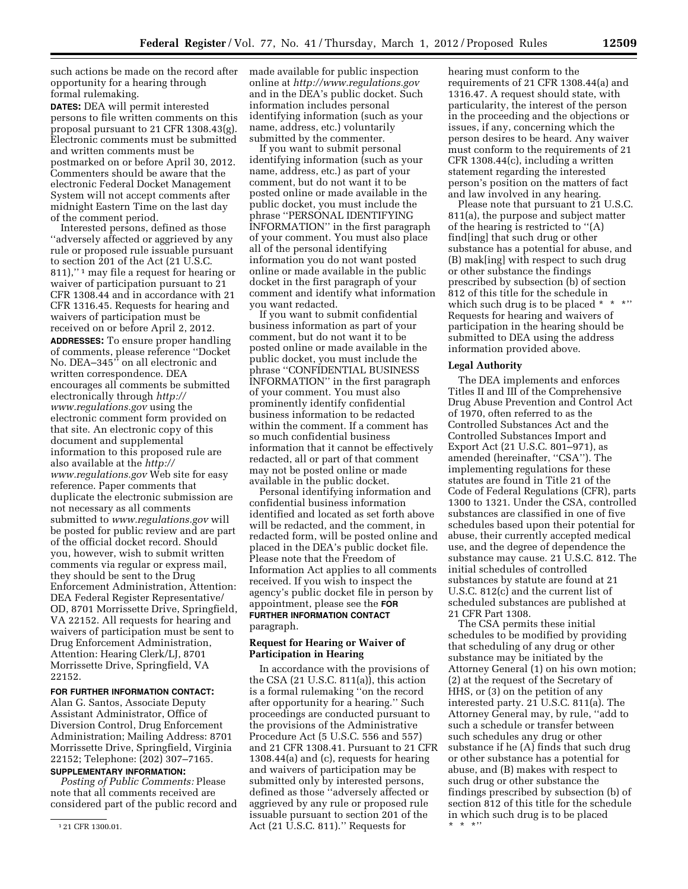such actions be made on the record after opportunity for a hearing through formal rulemaking.

**DATES:** DEA will permit interested persons to file written comments on this proposal pursuant to 21 CFR 1308.43(g). Electronic comments must be submitted and written comments must be postmarked on or before April 30, 2012. Commenters should be aware that the electronic Federal Docket Management System will not accept comments after midnight Eastern Time on the last day of the comment period.

Interested persons, defined as those ''adversely affected or aggrieved by any rule or proposed rule issuable pursuant to section 201 of the Act (21 U.S.C. 811),'' [1] may file a request for hearing or waiver of participation pursuant to 21 CFR 1308.44 and in accordance with 21 CFR 1316.45. Requests for hearing and waivers of participation must be received on or before April 2, 2012.

**ADDRESSES:** To ensure proper handling of comments, please reference ''Docket No. DEA–345'' on all electronic and written correspondence. DEA encourages all comments be submitted electronically through *http://www.regulations.gov* using the electronic comment form provided on that site. An electronic copy of this document and supplemental information to this proposed rule are also available at the *http://www.regulations.gov* Web site for easy reference. Paper comments that duplicate the electronic submission are not necessary as all comments submitted to *www.regulations.gov* will be posted for public review and are part of the official docket record. Should you, however, wish to submit written comments via regular or express mail, they should be sent to the Drug Enforcement Administration, Attention: DEA Federal Register Representative/OD, 8701 Morrissette Drive, Springfield, VA 22152. All requests for hearing and waivers of participation must be sent to Drug Enforcement Administration, Attention: Hearing Clerk/LJ, 8701 Morrissette Drive, Springfield, VA 22152.

**FOR FURTHER INFORMATION CONTACT:** Alan G. Santos, Associate Deputy Assistant Administrator, Office of Diversion Control, Drug Enforcement Administration; Mailing Address: 8701 Morrissette Drive, Springfield, Virginia 22152; Telephone: (202) 307–7165.

**SUPPLEMENTARY INFORMATION:**

*Posting of Public Comments:* Please note that all comments received are considered part of the public record and made available for public inspection online at *http://www.regulations.gov* and in the DEA's public docket. Such information includes personal identifying information (such as your name, address, etc.) voluntarily submitted by the commenter.

If you want to submit personal identifying information (such as your name, address, etc.) as part of your comment, but do not want it to be posted online or made available in the public docket, you must include the phrase ''PERSONAL IDENTIFYING INFORMATION'' in the first paragraph of your comment. You must also place all of the personal identifying information you do not want posted online or made available in the public docket in the first paragraph of your comment and identify what information you want redacted.

If you want to submit confidential business information as part of your comment, but do not want it to be posted online or made available in the public docket, you must include the phrase ''CONFIDENTIAL BUSINESS INFORMATION'' in the first paragraph of your comment. You must also prominently identify confidential business information to be redacted within the comment. If a comment has so much confidential business information that it cannot be effectively redacted, all or part of that comment may not be posted online or made available in the public docket.

Personal identifying information and confidential business information identified and located as set forth above will be redacted, and the comment, in redacted form, will be posted online and placed in the DEA's public docket file. Please note that the Freedom of Information Act applies to all comments received. If you wish to inspect the agency's public docket file in person by appointment, please see the **FOR FURTHER INFORMATION CONTACT** paragraph.

### Request for Hearing or Waiver of Participation in Hearing

In accordance with the provisions of the CSA (21 U.S.C. 811(a)), this action is a formal rulemaking ''on the record after opportunity for a hearing.'' Such proceedings are conducted pursuant to the provisions of the Administrative Procedure Act (5 U.S.C. 556 and 557) and 21 CFR 1308.41. Pursuant to 21 CFR 1308.44(a) and (c), requests for hearing and waivers of participation may be submitted only by interested persons, defined as those ''adversely affected or aggrieved by any rule or proposed rule issuable pursuant to section 201 of the Act (21 U.S.C. 811).'' Requests for hearing must conform to the requirements of 21 CFR 1308.44(a) and 1316.47. A request should state, with particularity, the interest of the person in the proceeding and the objections or issues, if any, concerning which the person desires to be heard. Any waiver must conform to the requirements of 21 CFR 1308.44(c), including a written statement regarding the interested person's position on the matters of fact and law involved in any hearing.

Please note that pursuant to 21 U.S.C. 811(a), the purpose and subject matter of the hearing is restricted to ''(A) find[ing] that such drug or other substance has a potential for abuse, and (B) mak[ing] with respect to such drug or other substance the findings prescribed by subsection (b) of section 812 of this title for the schedule in which such drug is to be placed * * *'' Requests for hearing and waivers of participation in the hearing should be submitted to DEA using the address information provided above.

### Legal Authority

The DEA implements and enforces Titles II and III of the Comprehensive Drug Abuse Prevention and Control Act of 1970, often referred to as the Controlled Substances Act and the Controlled Substances Import and Export Act (21 U.S.C. 801–971), as amended (hereinafter, ''CSA''). The implementing regulations for these statutes are found in Title 21 of the Code of Federal Regulations (CFR), parts 1300 to 1321. Under the CSA, controlled substances are classified in one of five schedules based upon their potential for abuse, their currently accepted medical use, and the degree of dependence the substance may cause. 21 U.S.C. 812. The initial schedules of controlled substances by statute are found at 21 U.S.C. 812(c) and the current list of scheduled substances are published at 21 CFR Part 1308.

The CSA permits these initial schedules to be modified by providing that scheduling of any drug or other substance may be initiated by the Attorney General (1) on his own motion; (2) at the request of the Secretary of HHS, or (3) on the petition of any interested party. 21 U.S.C. 811(a). The Attorney General may, by rule, ''add to such a schedule or transfer between such schedules any drug or other substance if he (A) finds that such drug or other substance has a potential for abuse, and (B) makes with respect to such drug or other substance the findings prescribed by subsection (b) of section 812 of this title for the schedule in which such drug is to be placed * * *''

[1] 21 CFR 1300.01.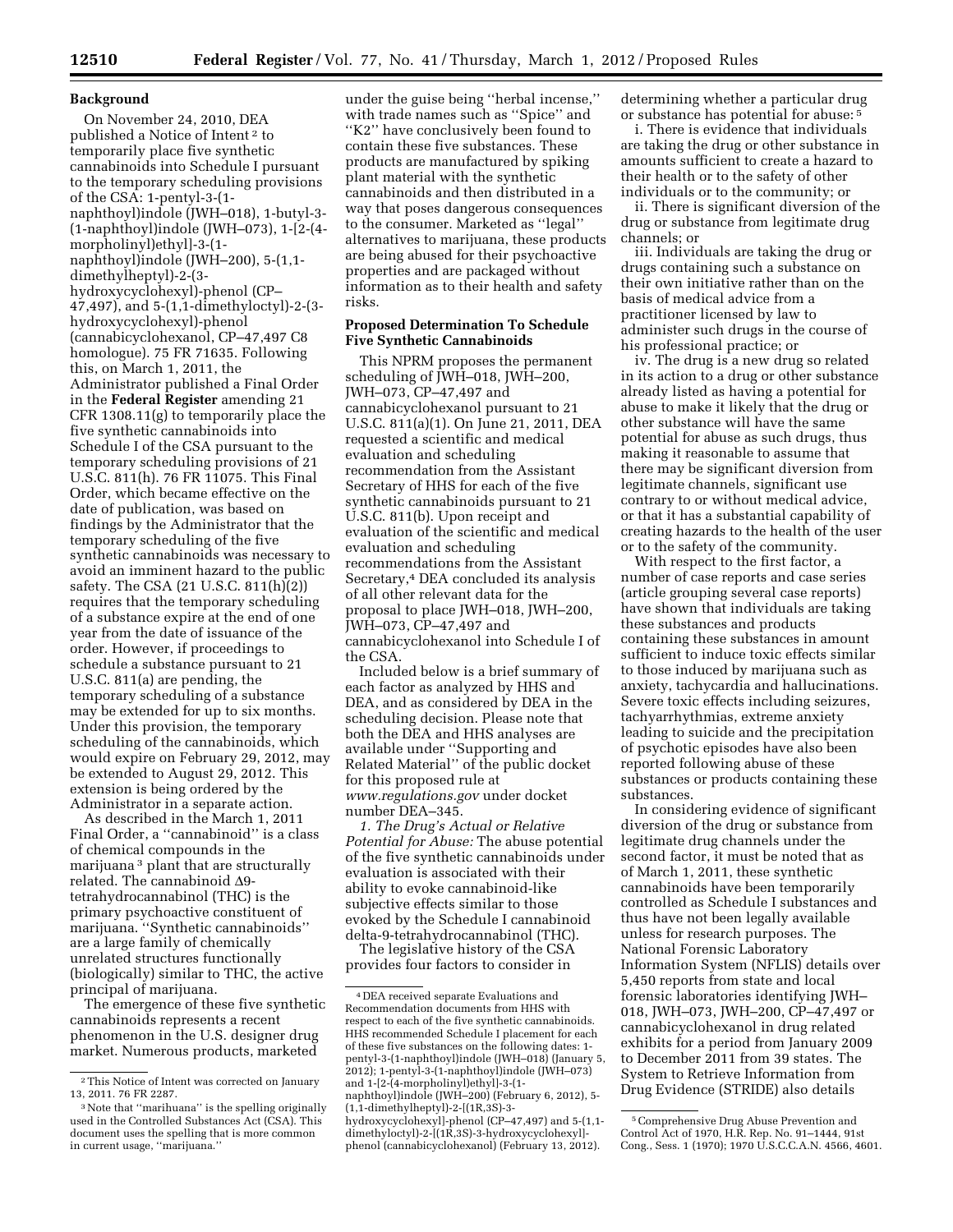## Background

On November 24, 2010, DEA published a Notice of Intent [2] to temporarily place five synthetic cannabinoids into Schedule I pursuant to the temporary scheduling provisions of the CSA: 1-pentyl-3-(1-naphthoyl)indole (JWH–018), 1-butyl-3-(1-naphthoyl)indole (JWH–073), 1-[2-(4-morpholinyl)ethyl]-3-(1-naphthoyl)indole (JWH–200), 5-(1,1-dimethylheptyl)-2-(3-hydroxycyclohexyl)-phenol (CP–47,497), and 5-(1,1-dimethyloctyl)-2-(3-hydroxycyclohexyl)-phenol (cannabicyclohexanol, CP–47,497 C8 homologue). 75 FR 71635. Following this, on March 1, 2011, the Administrator published a Final Order in the **Federal Register** amending 21 CFR 1308.11(g) to temporarily place the five synthetic cannabinoids into Schedule I of the CSA pursuant to the temporary scheduling provisions of 21 U.S.C. 811(h). 76 FR 11075. This Final Order, which became effective on the date of publication, was based on findings by the Administrator that the temporary scheduling of the five synthetic cannabinoids was necessary to avoid an imminent hazard to the public safety. The CSA (21 U.S.C. 811(h)(2)) requires that the temporary scheduling of a substance expire at the end of one year from the date of issuance of the order. However, if proceedings to schedule a substance pursuant to 21 U.S.C. 811(a) are pending, the temporary scheduling of a substance may be extended for up to six months. Under this provision, the temporary scheduling of the cannabinoids, which would expire on February 29, 2012, may be extended to August 29, 2012. This extension is being ordered by the Administrator in a separate action.

As described in the March 1, 2011 Final Order, a ''cannabinoid'' is a class of chemical compounds in the marijuana [3] plant that are structurally related. The cannabinoid Δ9-tetrahydrocannabinol (THC) is the primary psychoactive constituent of marijuana. ''Synthetic cannabinoids'' are a large family of chemically unrelated structures functionally (biologically) similar to THC, the active principal of marijuana.

The emergence of these five synthetic cannabinoids represents a recent phenomenon in the U.S. designer drug market. Numerous products, marketed under the guise being ''herbal incense,'' with trade names such as ''Spice'' and ''K2'' have conclusively been found to contain these five substances. These products are manufactured by spiking plant material with the synthetic cannabinoids and then distributed in a way that poses dangerous consequences to the consumer. Marketed as ''legal'' alternatives to marijuana, these products are being abused for their psychoactive properties and are packaged without information as to their health and safety risks.

## Proposed Determination To Schedule Five Synthetic Cannabinoids

This NPRM proposes the permanent scheduling of JWH–018, JWH–200, JWH–073, CP–47,497 and cannabicyclohexanol pursuant to 21 U.S.C. 811(a)(1). On June 21, 2011, DEA requested a scientific and medical evaluation and scheduling recommendation from the Assistant Secretary of HHS for each of the five synthetic cannabinoids pursuant to 21 U.S.C. 811(b). Upon receipt and evaluation of the scientific and medical evaluation and scheduling recommendations from the Assistant Secretary,[4] DEA concluded its analysis of all other relevant data for the proposal to place JWH–018, JWH–200, JWH–073, CP–47,497 and cannabicyclohexanol into Schedule I of the CSA.

Included below is a brief summary of each factor as analyzed by HHS and DEA, and as considered by DEA in the scheduling decision. Please note that both the DEA and HHS analyses are available under ''Supporting and Related Material'' of the public docket for this proposed rule at *www.regulations.gov* under docket number DEA–345.

*1. The Drug's Actual or Relative Potential for Abuse:* The abuse potential of the five synthetic cannabinoids under evaluation is associated with their ability to evoke cannabinoid-like subjective effects similar to those evoked by the Schedule I cannabinoid delta-9-tetrahydrocannabinol (THC).

The legislative history of the CSA provides four factors to consider in determining whether a particular drug or substance has potential for abuse: [5]

i. There is evidence that individuals are taking the drug or other substance in amounts sufficient to create a hazard to their health or to the safety of other individuals or to the community; or

ii. There is significant diversion of the drug or substance from legitimate drug channels; or

iii. Individuals are taking the drug or drugs containing such a substance on their own initiative rather than on the basis of medical advice from a practitioner licensed by law to administer such drugs in the course of his professional practice; or

iv. The drug is a new drug so related in its action to a drug or other substance already listed as having a potential for abuse to make it likely that the drug or other substance will have the same potential for abuse as such drugs, thus making it reasonable to assume that there may be significant diversion from legitimate channels, significant use contrary to or without medical advice, or that it has a substantial capability of creating hazards to the health of the user or to the safety of the community.

With respect to the first factor, a number of case reports and case series (article grouping several case reports) have shown that individuals are taking these substances and products containing these substances in amount sufficient to induce toxic effects similar to those induced by marijuana such as anxiety, tachycardia and hallucinations. Severe toxic effects including seizures, tachyarrhythmias, extreme anxiety leading to suicide and the precipitation of psychotic episodes have also been reported following abuse of these substances or products containing these substances.

In considering evidence of significant diversion of the drug or substance from legitimate drug channels under the second factor, it must be noted that as of March 1, 2011, these synthetic cannabinoids have been temporarily controlled as Schedule I substances and thus have not been legally available unless for research purposes. The National Forensic Laboratory Information System (NFLIS) details over 5,450 reports from state and local forensic laboratories identifying JWH–018, JWH–073, JWH–200, CP–47,497 or cannabicyclohexanol in drug related exhibits for a period from January 2009 to December 2011 from 39 states. The System to Retrieve Information from Drug Evidence (STRIDE) also details

---

[2] This Notice of Intent was corrected on January 13, 2011. 76 FR 2287.

[3] Note that ''marihuana'' is the spelling originally used in the Controlled Substances Act (CSA). This document uses the spelling that is more common in current usage, ''marijuana.''

[4] DEA received separate Evaluations and Recommendation documents from HHS with respect to each of the five synthetic cannabinoids. HHS recommended Schedule I placement for each of these five substances on the following dates: 1-pentyl-3-(1-naphthoyl)indole (JWH–018) (January 5, 2012); 1-pentyl-3-(1-naphthoyl)indole (JWH–073) and 1-[2-(4-morpholinyl)ethyl]-3-(1-naphthoyl)indole (JWH–200) (February 6, 2012), 5-(1,1-dimethylheptyl)-2-[(1R,3S)-3-hydroxycyclohexyl]-phenol (CP–47,497) and 5-(1,1-dimethyloctyl)-2-[(1R,3S)-3-hydroxycyclohexyl]-phenol (cannabicyclohexanol) (February 13, 2012).

[5] Comprehensive Drug Abuse Prevention and Control Act of 1970, H.R. Rep. No. 91–1444, 91st Cong., Sess. 1 (1970); 1970 U.S.C.C.A.N. 4566, 4601.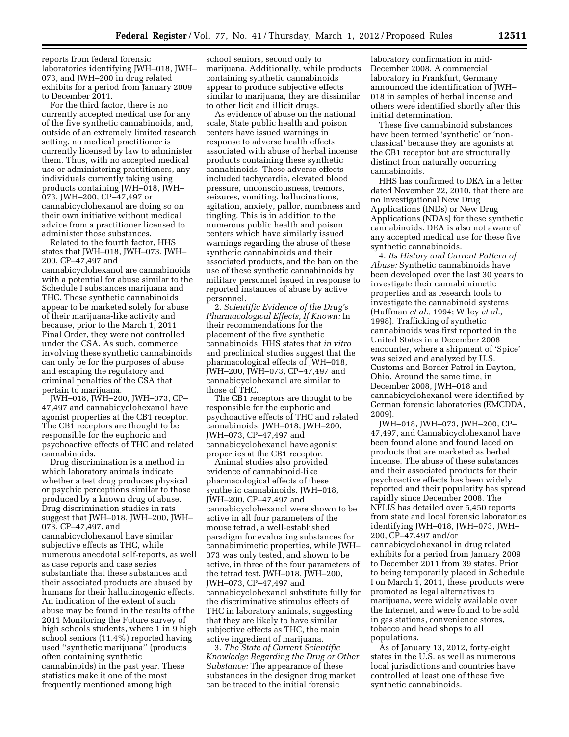reports from federal forensic laboratories identifying JWH–018, JWH–073, and JWH–200 in drug related exhibits for a period from January 2009 to December 2011.

For the third factor, there is no currently accepted medical use for any of the five synthetic cannabinoids, and, outside of an extremely limited research setting, no medical practitioner is currently licensed by law to administer them. Thus, with no accepted medical use or administering practitioners, any individuals currently taking using products containing JWH–018, JWH–073, JWH–200, CP–47,497 or cannabicyclohexanol are doing so on their own initiative without medical advice from a practitioner licensed to administer those substances.

Related to the fourth factor, HHS states that JWH–018, JWH–073, JWH–200, CP–47,497 and cannabicyclohexanol are cannabinoids with a potential for abuse similar to the Schedule I substances marijuana and THC. These synthetic cannabinoids appear to be marketed solely for abuse of their marijuana-like activity and because, prior to the March 1, 2011 Final Order, they were not controlled under the CSA. As such, commerce involving these synthetic cannabinoids can only be for the purposes of abuse and escaping the regulatory and criminal penalties of the CSA that pertain to marijuana.

JWH–018, JWH–200, JWH–073, CP–47,497 and cannabicyclohexanol have agonist properties at the CB1 receptor. The CB1 receptors are thought to be responsible for the euphoric and psychoactive effects of THC and related cannabinoids.

Drug discrimination is a method in which laboratory animals indicate whether a test drug produces physical or psychic perceptions similar to those produced by a known drug of abuse. Drug discrimination studies in rats suggest that JWH–018, JWH–200, JWH–073, CP–47,497, and cannabicyclohexanol have similar subjective effects as THC, while numerous anecdotal self-reports, as well as case reports and case series substantiate that these substances and their associated products are abused by humans for their hallucinogenic effects. An indication of the extent of such abuse may be found in the results of the 2011 Monitoring the Future survey of high schools students, where 1 in 9 high school seniors (11.4%) reported having used ''synthetic marijuana'' (products often containing synthetic cannabinoids) in the past year. These statistics make it one of the most frequently mentioned among high school seniors, second only to marijuana. Additionally, while products containing synthetic cannabinoids appear to produce subjective effects similar to marijuana, they are dissimilar to other licit and illicit drugs.

As evidence of abuse on the national scale, State public health and poison centers have issued warnings in response to adverse health effects associated with abuse of herbal incense products containing these synthetic cannabinoids. These adverse effects included tachycardia, elevated blood pressure, unconsciousness, tremors, seizures, vomiting, hallucinations, agitation, anxiety, pallor, numbness and tingling. This is in addition to the numerous public health and poison centers which have similarly issued warnings regarding the abuse of these synthetic cannabinoids and their associated products, and the ban on the use of these synthetic cannabinoids by military personnel issued in response to reported instances of abuse by active personnel.

2. *Scientific Evidence of the Drug's Pharmacological Effects, If Known:* In their recommendations for the placement of the five synthetic cannabinoids, HHS states that *in vitro* and preclinical studies suggest that the pharmacological effects of JWH–018, JWH–200, JWH–073, CP–47,497 and cannabicyclohexanol are similar to those of THC.

The CB1 receptors are thought to be responsible for the euphoric and psychoactive effects of THC and related cannabinoids. JWH–018, JWH–200, JWH–073, CP–47,497 and cannabicyclohexanol have agonist properties at the CB1 receptor.

Animal studies also provided evidence of cannabinoid-like pharmacological effects of these synthetic cannabinoids. JWH–018, JWH–200, CP–47,497 and cannabicyclohexanol were shown to be active in all four parameters of the mouse tetrad, a well-established paradigm for evaluating substances for cannabimimetic properties, while JWH–073 was only tested, and shown to be active, in three of the four parameters of the tetrad test. JWH–018, JWH–200, JWH–073, CP–47,497 and cannabicyclohexanol substitute fully for the discriminative stimulus effects of THC in laboratory animals, suggesting that they are likely to have similar subjective effects as THC, the main active ingredient of marijuana.

3. *The State of Current Scientific Knowledge Regarding the Drug or Other Substance:* The appearance of these substances in the designer drug market can be traced to the initial forensic laboratory confirmation in mid-December 2008. A commercial laboratory in Frankfurt, Germany announced the identification of JWH–018 in samples of herbal incense and others were identified shortly after this initial determination.

These five cannabinoid substances have been termed 'synthetic' or 'non-classical' because they are agonists at the CB1 receptor but are structurally distinct from naturally occurring cannabinoids.

HHS has confirmed to DEA in a letter dated November 22, 2010, that there are no Investigational New Drug Applications (INDs) or New Drug Applications (NDAs) for these synthetic cannabinoids. DEA is also not aware of any accepted medical use for these five synthetic cannabinoids.

4. *Its History and Current Pattern of Abuse:* Synthetic cannabinoids have been developed over the last 30 years to investigate their cannabimimetic properties and as research tools to investigate the cannabinoid systems (Huffman *et al.,* 1994; Wiley *et al.,* 1998). Trafficking of synthetic cannabinoids was first reported in the United States in a December 2008 encounter, where a shipment of 'Spice' was seized and analyzed by U.S. Customs and Border Patrol in Dayton, Ohio. Around the same time, in December 2008, JWH–018 and cannabicyclohexanol were identified by German forensic laboratories (EMCDDA, 2009).

JWH–018, JWH–073, JWH–200, CP–47,497, and Cannabicyclohexanol have been found alone and found laced on products that are marketed as herbal incense. The abuse of these substances and their associated products for their psychoactive effects has been widely reported and their popularity has spread rapidly since December 2008. The NFLIS has detailed over 5,450 reports from state and local forensic laboratories identifying JWH–018, JWH–073, JWH–200, CP–47,497 and/or cannabicyclohexanol in drug related exhibits for a period from January 2009 to December 2011 from 39 states. Prior to being temporarily placed in Schedule I on March 1, 2011, these products were promoted as legal alternatives to marijuana, were widely available over the Internet, and were found to be sold in gas stations, convenience stores, tobacco and head shops to all populations.

As of January 13, 2012, forty-eight states in the U.S. as well as numerous local jurisdictions and countries have controlled at least one of these five synthetic cannabinoids.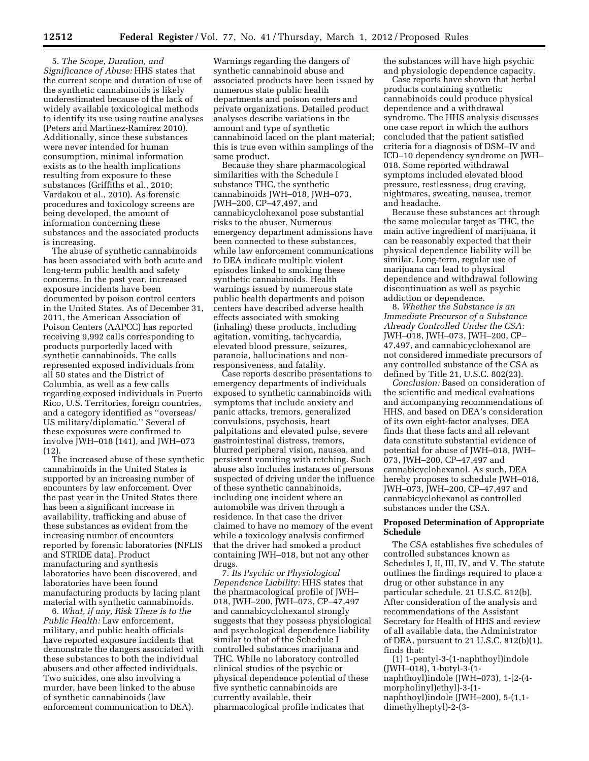5. *The Scope, Duration, and Significance of Abuse:* HHS states that the current scope and duration of use of the synthetic cannabinoids is likely underestimated because of the lack of widely available toxicological methods to identify its use using routine analyses (Peters and Martinez-Ramirez 2010). Additionally, since these substances were never intended for human consumption, minimal information exists as to the health implications resulting from exposure to these substances (Griffiths et al., 2010; Vardakou et al., 2010). As forensic procedures and toxicology screens are being developed, the amount of information concerning these substances and the associated products is increasing.

The abuse of synthetic cannabinoids has been associated with both acute and long-term public health and safety concerns. In the past year, increased exposure incidents have been documented by poison control centers in the United States. As of December 31, 2011, the American Association of Poison Centers (AAPCC) has reported receiving 9,992 calls corresponding to products purportedly laced with synthetic cannabinoids. The calls represented exposed individuals from all 50 states and the District of Columbia, as well as a few calls regarding exposed individuals in Puerto Rico, U.S. Territories, foreign countries, and a category identified as ''overseas/US military/diplomatic.'' Several of these exposures were confirmed to involve JWH–018 (141), and JWH–073 (12).

The increased abuse of these synthetic cannabinoids in the United States is supported by an increasing number of encounters by law enforcement. Over the past year in the United States there has been a significant increase in availability, trafficking and abuse of these substances as evident from the increasing number of encounters reported by forensic laboratories (NFLIS and STRIDE data). Product manufacturing and synthesis laboratories have been discovered, and laboratories have been found manufacturing products by lacing plant material with synthetic cannabinoids.

6. *What, if any, Risk There is to the Public Health:* Law enforcement, military, and public health officials have reported exposure incidents that demonstrate the dangers associated with these substances to both the individual abusers and other affected individuals. Two suicides, one also involving a murder, have been linked to the abuse of synthetic cannabinoids (law enforcement communication to DEA). Warnings regarding the dangers of synthetic cannabinoid abuse and associated products have been issued by numerous state public health departments and poison centers and private organizations. Detailed product analyses describe variations in the amount and type of synthetic cannabinoid laced on the plant material; this is true even within samplings of the same product.

Because they share pharmacological similarities with the Schedule I substance THC, the synthetic cannabinoids JWH–018, JWH–073, JWH–200, CP–47,497, and cannabicyclohexanol pose substantial risks to the abuser. Numerous emergency department admissions have been connected to these substances, while law enforcement communications to DEA indicate multiple violent episodes linked to smoking these synthetic cannabinoids. Health warnings issued by numerous state public health departments and poison centers have described adverse health effects associated with smoking (inhaling) these products, including agitation, vomiting, tachycardia, elevated blood pressure, seizures, paranoia, hallucinations and non-responsiveness, and fatality.

Case reports describe presentations to emergency departments of individuals exposed to synthetic cannabinoids with symptoms that include anxiety and panic attacks, tremors, generalized convulsions, psychosis, heart palpitations and elevated pulse, severe gastrointestinal distress, tremors, blurred peripheral vision, nausea, and persistent vomiting with retching. Such abuse also includes instances of persons suspected of driving under the influence of these synthetic cannabinoids, including one incident where an automobile was driven through a residence. In that case the driver claimed to have no memory of the event while a toxicology analysis confirmed that the driver had smoked a product containing JWH–018, but not any other drugs.

7. *Its Psychic or Physiological Dependence Liability:* HHS states that the pharmacological profile of JWH–018, JWH–200, JWH–073, CP–47,497 and cannabicyclohexanol strongly suggests that they possess physiological and psychological dependence liability similar to that of the Schedule I controlled substances marijuana and THC. While no laboratory controlled clinical studies of the psychic or physical dependence potential of these five synthetic cannabinoids are currently available, their pharmacological profile indicates that the substances will have high psychic and physiologic dependence capacity.

Case reports have shown that herbal products containing synthetic cannabinoids could produce physical dependence and a withdrawal syndrome. The HHS analysis discusses one case report in which the authors concluded that the patient satisfied criteria for a diagnosis of DSM–IV and ICD–10 dependency syndrome on JWH–018. Some reported withdrawal symptoms included elevated blood pressure, restlessness, drug craving, nightmares, sweating, nausea, tremor and headache.

Because these substances act through the same molecular target as THC, the main active ingredient of marijuana, it can be reasonably expected that their physical dependence liability will be similar. Long-term, regular use of marijuana can lead to physical dependence and withdrawal following discontinuation as well as psychic addiction or dependence.

8. *Whether the Substance is an Immediate Precursor of a Substance Already Controlled Under the CSA:* JWH–018, JWH–073, JWH–200, CP–47,497, and cannabicyclohexanol are not considered immediate precursors of any controlled substance of the CSA as defined by Title 21, U.S.C. 802(23).

*Conclusion:* Based on consideration of the scientific and medical evaluations and accompanying recommendations of HHS, and based on DEA's consideration of its own eight-factor analyses, DEA finds that these facts and all relevant data constitute substantial evidence of potential for abuse of JWH–018, JWH–073, JWH–200, CP–47,497 and cannabicyclohexanol. As such, DEA hereby proposes to schedule JWH–018, JWH–073, JWH–200, CP–47,497 and cannabicyclohexanol as controlled substances under the CSA.

## Proposed Determination of Appropriate Schedule

The CSA establishes five schedules of controlled substances known as Schedules I, II, III, IV, and V. The statute outlines the findings required to place a drug or other substance in any particular schedule. 21 U.S.C. 812(b). After consideration of the analysis and recommendations of the Assistant Secretary for Health of HHS and review of all available data, the Administrator of DEA, pursuant to 21 U.S.C. 812(b)(1), finds that:

(1) 1-pentyl-3-(1-naphthoyl)indole (JWH–018), 1-butyl-3-(1-naphthoyl)indole (JWH–073), 1-[2-(4-morpholinyl)ethyl]-3-(1-naphthoyl)indole (JWH–200), 5-(1,1-dimethylheptyl)-2-(3-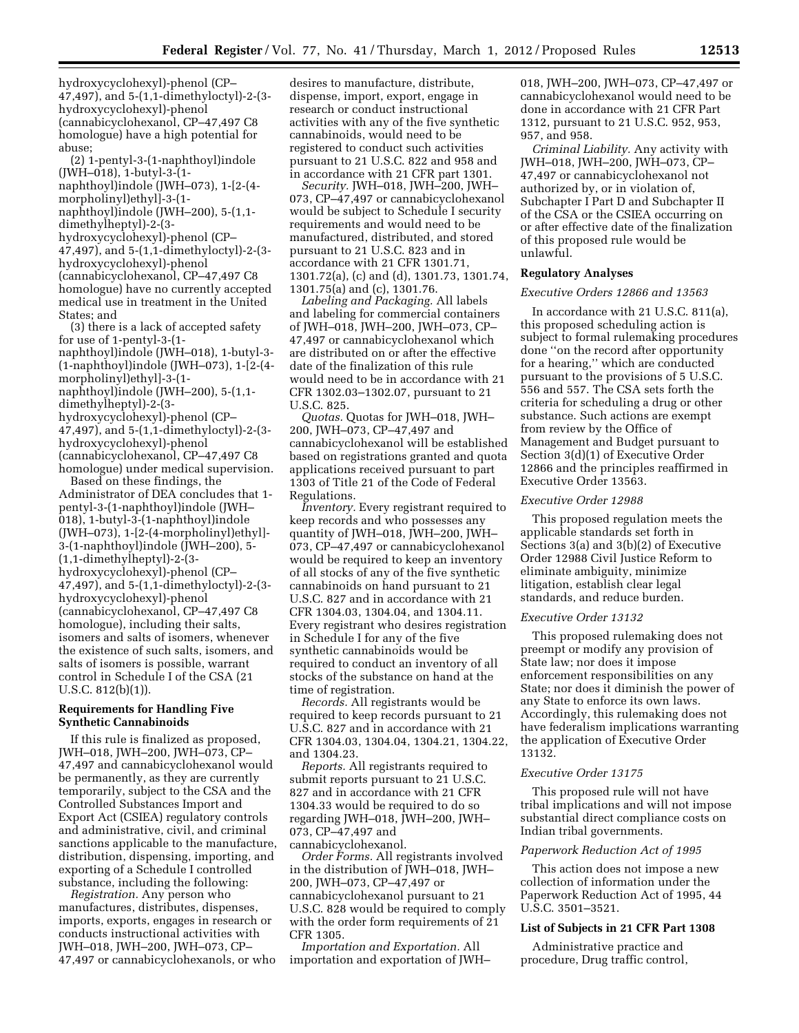hydroxycyclohexyl)-phenol (CP–47,497), and 5-(1,1-dimethyloctyl)-2-(3-hydroxycyclohexyl)-phenol (cannabicyclohexanol, CP–47,497 C8 homologue) have a high potential for abuse;

(2) 1-pentyl-3-(1-naphthoyl)indole (JWH–018), 1-butyl-3-(1-naphthoyl)indole (JWH–073), 1-[2-(4-morpholinyl)ethyl]-3-(1-naphthoyl)indole (JWH–200), 5-(1,1-dimethylheptyl)-2-(3-hydroxycyclohexyl)-phenol (CP–47,497), and 5-(1,1-dimethyloctyl)-2-(3-hydroxycyclohexyl)-phenol (cannabicyclohexanol, CP–47,497 C8 homologue) have no currently accepted medical use in treatment in the United States; and

(3) there is a lack of accepted safety for use of 1-pentyl-3-(1-naphthoyl)indole (JWH–018), 1-butyl-3-(1-naphthoyl)indole (JWH–073), 1-[2-(4-morpholinyl)ethyl]-3-(1-naphthoyl)indole (JWH–200), 5-(1,1-dimethylheptyl)-2-(3-hydroxycyclohexyl)-phenol (CP–47,497), and 5-(1,1-dimethyloctyl)-2-(3-hydroxycyclohexyl)-phenol (cannabicyclohexanol, CP–47,497 C8 homologue) under medical supervision.

Based on these findings, the Administrator of DEA concludes that 1-pentyl-3-(1-naphthoyl)indole (JWH–018), 1-butyl-3-(1-naphthoyl)indole (JWH–073), 1-[2-(4-morpholinyl)ethyl]-3-(1-naphthoyl)indole (JWH–200), 5-(1,1-dimethylheptyl)-2-(3-hydroxycyclohexyl)-phenol (CP–47,497), and 5-(1,1-dimethyloctyl)-2-(3-hydroxycyclohexyl)-phenol (cannabicyclohexanol, CP–47,497 C8 homologue), including their salts, isomers and salts of isomers, whenever the existence of such salts, isomers, and salts of isomers is possible, warrant control in Schedule I of the CSA (21 U.S.C. 812(b)(1)).

## Requirements for Handling Five Synthetic Cannabinoids

If this rule is finalized as proposed, JWH–018, JWH–200, JWH–073, CP–47,497 and cannabicyclohexanol would be permanently, as they are currently temporarily, subject to the CSA and the Controlled Substances Import and Export Act (CSIEA) regulatory controls and administrative, civil, and criminal sanctions applicable to the manufacture, distribution, dispensing, importing, and exporting of a Schedule I controlled substance, including the following:

*Registration.* Any person who manufactures, distributes, dispenses, imports, exports, engages in research or conducts instructional activities with JWH–018, JWH–200, JWH–073, CP–47,497 or cannabicyclohexanols, or who desires to manufacture, distribute, dispense, import, export, engage in research or conduct instructional activities with any of the five synthetic cannabinoids, would need to be registered to conduct such activities pursuant to 21 U.S.C. 822 and 958 and in accordance with 21 CFR part 1301.

*Security.* JWH–018, JWH–200, JWH–073, CP–47,497 or cannabicyclohexanol would be subject to Schedule I security requirements and would need to be manufactured, distributed, and stored pursuant to 21 U.S.C. 823 and in accordance with 21 CFR 1301.71, 1301.72(a), (c) and (d), 1301.73, 1301.74, 1301.75(a) and (c), 1301.76.

*Labeling and Packaging.* All labels and labeling for commercial containers of JWH–018, JWH–200, JWH–073, CP–47,497 or cannabicyclohexanol which are distributed on or after the effective date of the finalization of this rule would need to be in accordance with 21 CFR 1302.03–1302.07, pursuant to 21 U.S.C. 825.

*Quotas.* Quotas for JWH–018, JWH–200, JWH–073, CP–47,497 and cannabicyclohexanol will be established based on registrations granted and quota applications received pursuant to part 1303 of Title 21 of the Code of Federal Regulations.

*Inventory.* Every registrant required to keep records and who possesses any quantity of JWH–018, JWH–200, JWH–073, CP–47,497 or cannabicyclohexanol would be required to keep an inventory of all stocks of any of the five synthetic cannabinoids on hand pursuant to 21 U.S.C. 827 and in accordance with 21 CFR 1304.03, 1304.04, and 1304.11. Every registrant who desires registration in Schedule I for any of the five synthetic cannabinoids would be required to conduct an inventory of all stocks of the substance on hand at the time of registration.

*Records.* All registrants would be required to keep records pursuant to 21 U.S.C. 827 and in accordance with 21 CFR 1304.03, 1304.04, 1304.21, 1304.22, and 1304.23.

*Reports.* All registrants required to submit reports pursuant to 21 U.S.C. 827 and in accordance with 21 CFR 1304.33 would be required to do so regarding JWH–018, JWH–200, JWH–073, CP–47,497 and cannabicyclohexanol.

*Order Forms.* All registrants involved in the distribution of JWH–018, JWH–200, JWH–073, CP–47,497 or cannabicyclohexanol pursuant to 21 U.S.C. 828 would be required to comply with the order form requirements of 21 CFR 1305.

*Importation and Exportation.* All importation and exportation of JWH–018, JWH–200, JWH–073, CP–47,497 or cannabicyclohexanol would need to be done in accordance with 21 CFR Part 1312, pursuant to 21 U.S.C. 952, 953, 957, and 958.

*Criminal Liability.* Any activity with JWH–018, JWH–200, JWH–073, CP–47,497 or cannabicyclohexanol not authorized by, or in violation of, Subchapter I Part D and Subchapter II of the CSA or the CSIEA occurring on or after effective date of the finalization of this proposed rule would be unlawful.

## Regulatory Analyses

### *Executive Orders 12866 and 13563*

In accordance with 21 U.S.C. 811(a), this proposed scheduling action is subject to formal rulemaking procedures done ''on the record after opportunity for a hearing,'' which are conducted pursuant to the provisions of 5 U.S.C. 556 and 557. The CSA sets forth the criteria for scheduling a drug or other substance. Such actions are exempt from review by the Office of Management and Budget pursuant to Section 3(d)(1) of Executive Order 12866 and the principles reaffirmed in Executive Order 13563.

### *Executive Order 12988*

This proposed regulation meets the applicable standards set forth in Sections 3(a) and 3(b)(2) of Executive Order 12988 Civil Justice Reform to eliminate ambiguity, minimize litigation, establish clear legal standards, and reduce burden.

### *Executive Order 13132*

This proposed rulemaking does not preempt or modify any provision of State law; nor does it impose enforcement responsibilities on any State; nor does it diminish the power of any State to enforce its own laws. Accordingly, this rulemaking does not have federalism implications warranting the application of Executive Order 13132.

### *Executive Order 13175*

This proposed rule will not have tribal implications and will not impose substantial direct compliance costs on Indian tribal governments.

### *Paperwork Reduction Act of 1995*

This action does not impose a new collection of information under the Paperwork Reduction Act of 1995, 44 U.S.C. 3501–3521.

## List of Subjects in 21 CFR Part 1308

Administrative practice and procedure, Drug traffic control,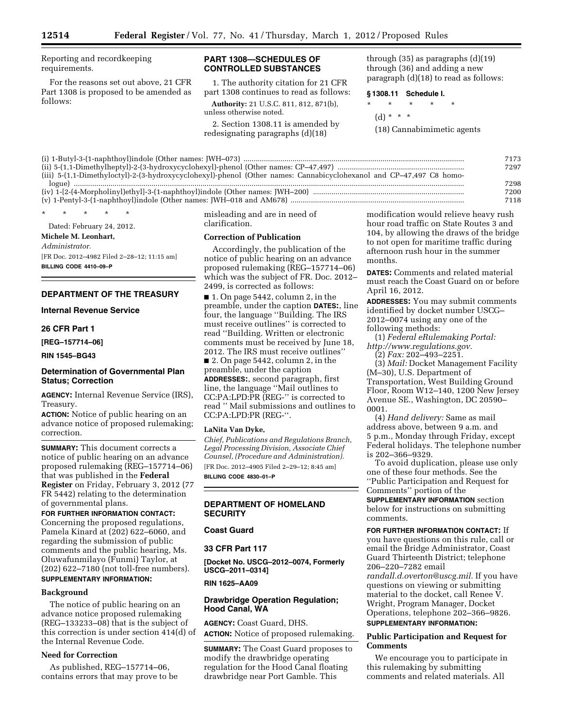Reporting and recordkeeping requirements.

For the reasons set out above, 21 CFR Part 1308 is proposed to be amended as follows:

## PART 1308—SCHEDULES OF CONTROLLED SUBSTANCES

1. The authority citation for 21 CFR part 1308 continues to read as follows:

**Authority:** 21 U.S.C. 811, 812, 871(b), unless otherwise noted.

2. Section 1308.11 is amended by redesignating paragraphs (d)(18) through (35) as paragraphs (d)(19) through (36) and adding a new paragraph (d)(18) to read as follows:

**§ 1308.11 Schedule I.**

\* \* \* \* \*

(d) \* \* \*

(18) Cannabimimetic agents

| | |
|---|---|
| (i) 1-Butyl-3-(1-naphthoyl)indole (Other names: JWH–073) | 7173 |
| (ii) 5-(1,1-Dimethylheptyl)-2-(3-hydroxycyclohexyl)-phenol (Other names: CP–47,497) | 7297 |
| (iii) 5-(1,1-Dimethyloctyl)-2-(3-hydroxycyclohexyl)-phenol (Other names: Cannabicyclohexanol and CP–47,497 C8 homologue) | 7298 |
| (iv) 1-[2-(4-Morpholinyl)ethyl]-3-(1-naphthoyl)indole (Other names: JWH–200) | 7200 |
| (v) 1-Pentyl-3-(1-naphthoyl)indole (Other names: JWH–018 and AM678) | 7118 |

\* \* \* \* \*

Dated: February 24, 2012.

**Michele M. Leonhart,**

*Administrator.*

[FR Doc. 2012–4982 Filed 2–28–12; 11:15 am]

**BILLING CODE 4410–09–P**

## DEPARTMENT OF THE TREASURY

### Internal Revenue Service

### 26 CFR Part 1

**[REG–157714–06]**

**RIN 1545–BG43**

### Determination of Governmental Plan Status; Correction

**AGENCY:** Internal Revenue Service (IRS), Treasury.

**ACTION:** Notice of public hearing on an advance notice of proposed rulemaking; correction.

**SUMMARY:** This document corrects a notice of public hearing on an advance proposed rulemaking (REG–157714–06) that was published in the **Federal Register** on Friday, February 3, 2012 (77 FR 5442) relating to the determination of governmental plans.

**FOR FURTHER INFORMATION CONTACT:** Concerning the proposed regulations, Pamela Kinard at (202) 622–6060, and regarding the submission of public comments and the public hearing, Ms. Oluwafunmilayo (Funmi) Taylor, at (202) 622–7180 (not toll-free numbers).

**SUPPLEMENTARY INFORMATION:**

**Background**

The notice of public hearing on an advance notice proposed rulemaking (REG–133233–08) that is the subject of this correction is under section 414(d) of the Internal Revenue Code.

**Need for Correction**

As published, REG–157714–06, contains errors that may prove to be misleading and are in need of clarification.

**Correction of Publication**

Accordingly, the publication of the notice of public hearing on an advance proposed rulemaking (REG–157714–06) which was the subject of FR. Doc. 2012–2499, is corrected as follows:

■ 1. On page 5442, column 2, in the preamble, under the caption **DATES:**, line four, the language ''Building. The IRS must receive outlines'' is corrected to read ''Building. Written or electronic comments must be received by June 18, 2012. The IRS must receive outlines''

■ 2. On page 5442, column 2, in the preamble, under the caption **ADDRESSES:**, second paragraph, first line, the language ''Mail outlines to CC:PA:LPD:PR (REG-'' is corrected to read '' Mail submissions and outlines to CC:PA:LPD:PR (REG-''.

**LaNita Van Dyke,**

*Chief, Publications and Regulations Branch, Legal Processing Division, Associate Chief Counsel, (Procedure and Administration).*

[FR Doc. 2012–4905 Filed 2–29–12; 8:45 am]

**BILLING CODE 4830–01–P**

## DEPARTMENT OF HOMELAND SECURITY

### Coast Guard

### 33 CFR Part 117

**[Docket No. USCG–2012–0074, Formerly USCG–2011–0314]**

**RIN 1625–AA09**

### Drawbridge Operation Regulation; Hood Canal, WA

**AGENCY:** Coast Guard, DHS.

**ACTION:** Notice of proposed rulemaking.

**SUMMARY:** The Coast Guard proposes to modify the drawbridge operating regulation for the Hood Canal floating drawbridge near Port Gamble. This modification would relieve heavy rush hour road traffic on State Routes 3 and 104, by allowing the draws of the bridge to not open for maritime traffic during afternoon rush hour in the summer months.

**DATES:** Comments and related material must reach the Coast Guard on or before April 16, 2012.

**ADDRESSES:** You may submit comments identified by docket number USCG–2012–0074 using any one of the following methods:

(1) *Federal eRulemaking Portal: http://www.regulations.gov.*

(2) *Fax:* 202–493–2251.

(3) *Mail:* Docket Management Facility (M–30), U.S. Department of Transportation, West Building Ground Floor, Room W12–140, 1200 New Jersey Avenue SE., Washington, DC 20590–0001.

(4) *Hand delivery:* Same as mail address above, between 9 a.m. and 5 p.m., Monday through Friday, except Federal holidays. The telephone number is 202–366–9329.

To avoid duplication, please use only one of these four methods. See the ''Public Participation and Request for Comments'' portion of the **SUPPLEMENTARY INFORMATION** section below for instructions on submitting comments.

**FOR FURTHER INFORMATION CONTACT:** If you have questions on this rule, call or email the Bridge Administrator, Coast Guard Thirteenth District; telephone 206–220–7282 email *randall.d.overton@uscg.mil.* If you have questions on viewing or submitting material to the docket, call Renee V. Wright, Program Manager, Docket Operations, telephone 202–366–9826.

**SUPPLEMENTARY INFORMATION:**

**Public Participation and Request for Comments**

We encourage you to participate in this rulemaking by submitting comments and related materials. All